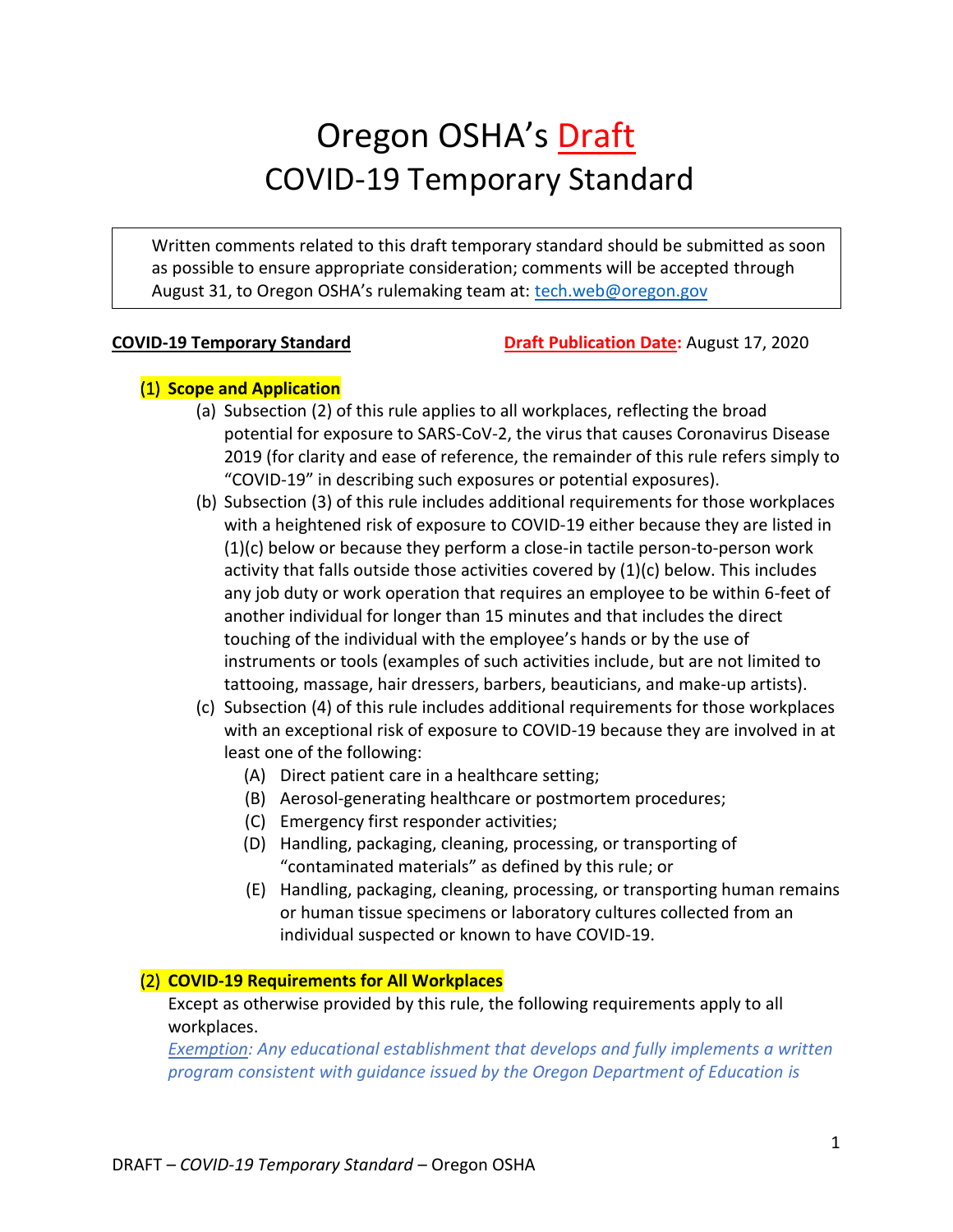# Oregon OSHA's Draft COVID-19 Temporary Standard

> Written comments related to this draft temporary standard should be submitted as soon as possible to ensure appropriate consideration; comments will be accepted through August 31, to Oregon OSHA's rulemaking team at: tech.web@oregon.gov

**COVID-19 Temporary Standard** **Draft Publication Date:** August 17, 2020

**(1) Scope and Application**

(a) Subsection (2) of this rule applies to all workplaces, reflecting the broad potential for exposure to SARS-CoV-2, the virus that causes Coronavirus Disease 2019 (for clarity and ease of reference, the remainder of this rule refers simply to "COVID-19" in describing such exposures or potential exposures).

(b) Subsection (3) of this rule includes additional requirements for those workplaces with a heightened risk of exposure to COVID-19 either because they are listed in (1)(c) below or because they perform a close-in tactile person-to-person work activity that falls outside those activities covered by (1)(c) below. This includes any job duty or work operation that requires an employee to be within 6-feet of another individual for longer than 15 minutes and that includes the direct touching of the individual with the employee's hands or by the use of instruments or tools (examples of such activities include, but are not limited to tattooing, massage, hair dressers, barbers, beauticians, and make-up artists).

(c) Subsection (4) of this rule includes additional requirements for those workplaces with an exceptional risk of exposure to COVID-19 because they are involved in at least one of the following:

- (A) Direct patient care in a healthcare setting;
- (B) Aerosol-generating healthcare or postmortem procedures;
- (C) Emergency first responder activities;
- (D) Handling, packaging, cleaning, processing, or transporting of "contaminated materials" as defined by this rule; or
- (E) Handling, packaging, cleaning, processing, or transporting human remains or human tissue specimens or laboratory cultures collected from an individual suspected or known to have COVID-19.

**(2) COVID-19 Requirements for All Workplaces**

Except as otherwise provided by this rule, the following requirements apply to all workplaces.

*Exemption: Any educational establishment that develops and fully implements a written program consistent with guidance issued by the Oregon Department of Education is*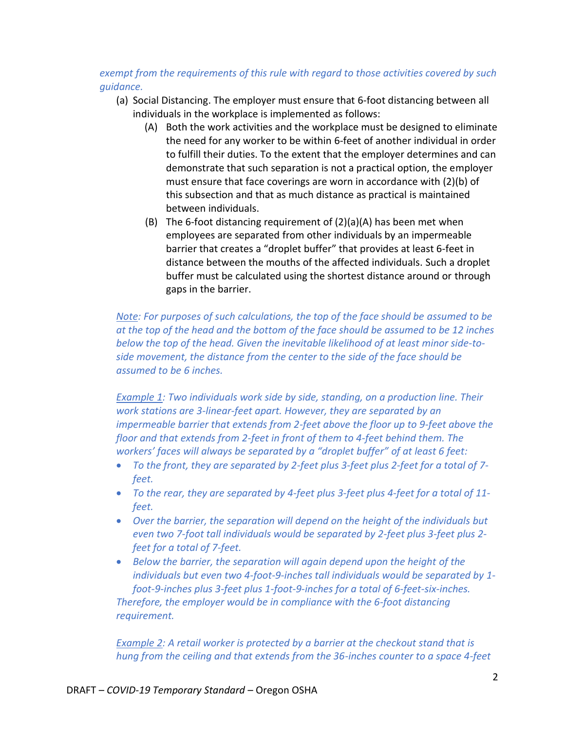*exempt from the requirements of this rule with regard to those activities covered by such guidance.*

(a) Social Distancing. The employer must ensure that 6-foot distancing between all individuals in the workplace is implemented as follows:

(A) Both the work activities and the workplace must be designed to eliminate the need for any worker to be within 6-feet of another individual in order to fulfill their duties. To the extent that the employer determines and can demonstrate that such separation is not a practical option, the employer must ensure that face coverings are worn in accordance with (2)(b) of this subsection and that as much distance as practical is maintained between individuals.

(B) The 6-foot distancing requirement of (2)(a)(A) has been met when employees are separated from other individuals by an impermeable barrier that creates a "droplet buffer" that provides at least 6-feet in distance between the mouths of the affected individuals. Such a droplet buffer must be calculated using the shortest distance around or through gaps in the barrier.

*<u>Note</u>: For purposes of such calculations, the top of the face should be assumed to be at the top of the head and the bottom of the face should be assumed to be 12 inches below the top of the head. Given the inevitable likelihood of at least minor side-to-side movement, the distance from the center to the side of the face should be assumed to be 6 inches.*

*<u>Example 1</u>: Two individuals work side by side, standing, on a production line. Their work stations are 3-linear-feet apart. However, they are separated by an impermeable barrier that extends from 2-feet above the floor up to 9-feet above the floor and that extends from 2-feet in front of them to 4-feet behind them. The workers' faces will always be separated by a "droplet buffer" of at least 6 feet:*

- *To the front, they are separated by 2-feet plus 3-feet plus 2-feet for a total of 7-feet.*
- *To the rear, they are separated by 4-feet plus 3-feet plus 4-feet for a total of 11-feet.*
- *Over the barrier, the separation will depend on the height of the individuals but even two 7-foot tall individuals would be separated by 2-feet plus 3-feet plus 2-feet for a total of 7-feet.*
- *Below the barrier, the separation will again depend upon the height of the individuals but even two 4-foot-9-inches tall individuals would be separated by 1-foot-9-inches plus 3-feet 1-foot-9-inches for a total of 6-feet-six-inches.*

*Therefore, the employer would be in compliance with the 6-foot distancing requirement.*

*<u>Example 2</u>: A retail worker is protected by a barrier at the checkout stand that is hung from the ceiling and that extends from the 36-inches counter to a space 4-feet*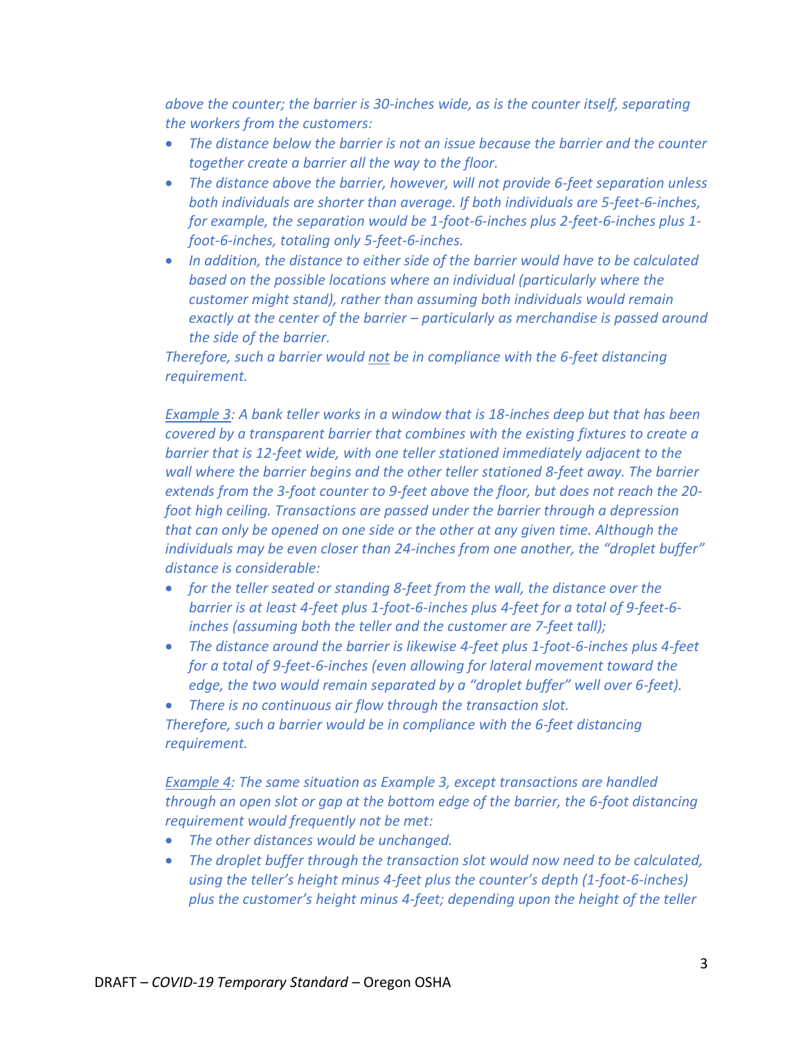*above the counter; the barrier is 30-inches wide, as is the counter itself, separating the workers from the customers:*

- *The distance below the barrier is not an issue because the barrier and the counter together create a barrier all the way to the floor.*
- *The distance above the barrier, however, will not provide 6-feet separation unless both individuals are shorter than average. If both individuals are 5-feet-6-inches, for example, the separation would be 1-foot-6-inches plus 2-feet-6-inches plus 1-foot-6-inches, totaling only 5-feet-6-inches.*
- *In addition, the distance to either side of the barrier would have to be calculated based on the possible locations where an individual (particularly where the customer might stand), rather than assuming both individuals would remain exactly at the center of the barrier – particularly as merchandise is passed around the side of the barrier.*

*Therefore, such a barrier would <u>not</u> be in compliance with the 6-feet distancing requirement.*

*<u>Example 3</u>: A bank teller works in a window that is 18-inches deep but that has been covered by a transparent barrier that combines with the existing fixtures to create a barrier that is 12-feet wide, with one teller stationed immediately adjacent to the wall where the barrier begins and the other teller stationed 8-feet away. The barrier extends from the 3-foot counter to 9-feet above the floor, but does not reach the 20-foot high ceiling. Transactions are passed under the barrier through a depression that can only be opened on one side or the other at any given time. Although the individuals may be even closer than 24-inches from one another, the "droplet buffer" distance is considerable:*

- *for the teller seated or standing 8-feet from the wall, the distance over the barrier is at least 4-feet plus 1-foot-6-inches plus 4-feet for a total of 9-feet-6-inches (assuming both the teller and the customer are 7-feet tall);*
- *The distance around the barrier is likewise 4-feet plus 1-foot-6-inches plus 4-feet for a total of 9-feet-6-inches (even allowing for lateral movement toward the edge, the two would remain separated by a "droplet buffer" well over 6-feet).*
- *There is no continuous air flow through the transaction slot.*

*Therefore, such a barrier would be in compliance with the 6-feet distancing requirement.*

*<u>Example 4</u>: The same situation as Example 3, except transactions are handled through an open slot or gap at the bottom edge of the barrier, the 6-foot distancing requirement would frequently not be met:*

- *The other distances would be unchanged.*
- *The droplet buffer through the transaction slot would now need to be calculated, using the teller's height minus 4-feet plus the counter's depth (1-foot-6-inches) plus the customer's height minus 4-feet; depending upon the height of the teller*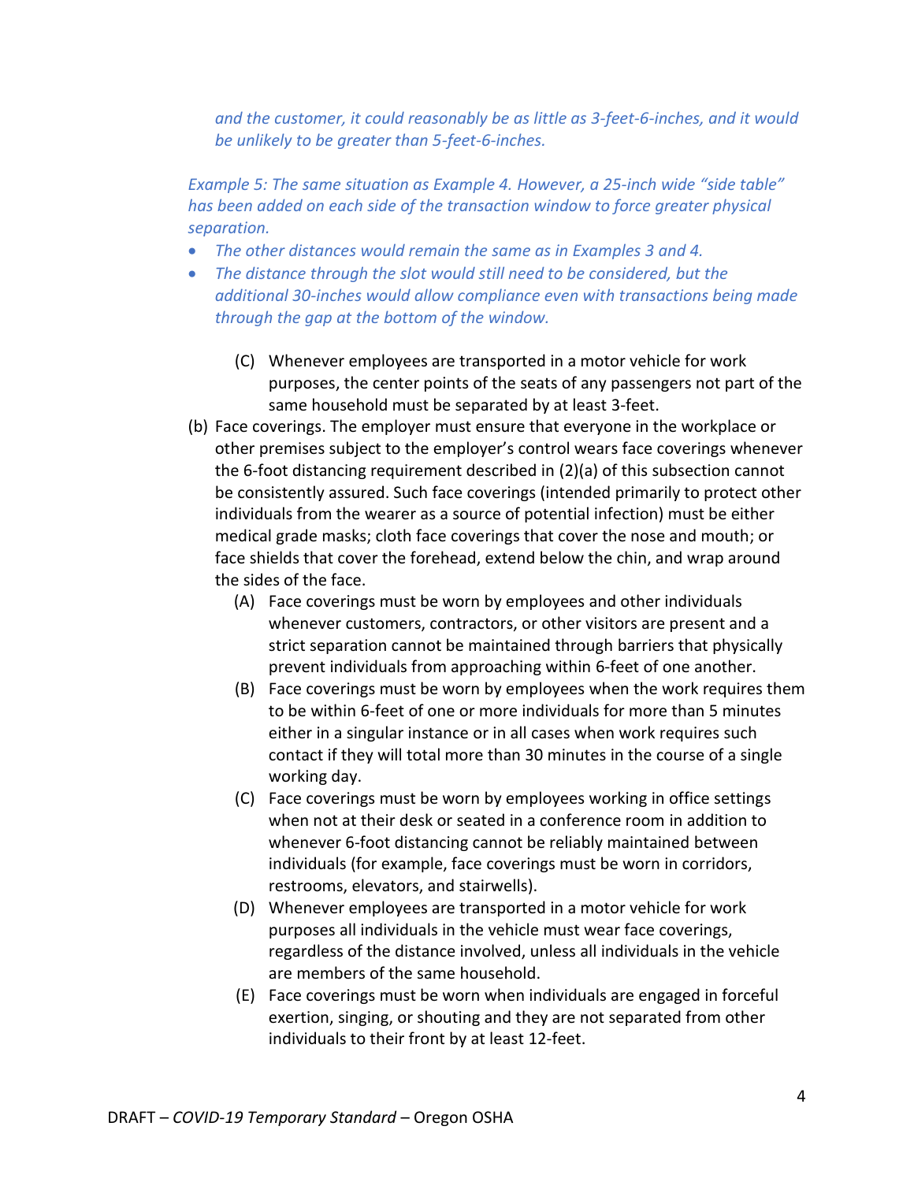*and the customer, it could reasonably be as little as 3-feet-6-inches, and it would be unlikely to be greater than 5-feet-6-inches.*

*Example 5: The same situation as Example 4. However, a 25-inch wide "side table" has been added on each side of the transaction window to force greater physical separation.*

- *The other distances would remain the same as in Examples 3 and 4.*
- *The distance through the slot would still need to be considered, but the additional 30-inches would allow compliance even with transactions being made through the gap at the bottom of the window.*

(C) Whenever employees are transported in a motor vehicle for work purposes, the center points of the seats of any passengers not part of the same household must be separated by at least 3-feet.

(b) Face coverings. The employer must ensure that everyone in the workplace or other premises subject to the employer's control wears face coverings whenever the 6-foot distancing requirement described in (2)(a) of this subsection cannot be consistently assured. Such face coverings (intended primarily to protect other individuals from the wearer as a source of potential infection) must be either medical grade masks; cloth face coverings that cover the nose and mouth; or face shields that cover the forehead, extend below the chin, and wrap around the sides of the face.

(A) Face coverings must be worn by employees and other individuals whenever customers, contractors, or other visitors are present and a strict separation cannot be maintained through barriers that physically prevent individuals from approaching within 6-feet of one another.

(B) Face coverings must be worn by employees when the work requires them to be within 6-feet of one or more individuals for more than 5 minutes either in a singular instance or in all cases when work requires such contact if they will total more than 30 minutes in the course of a single working day.

(C) Face coverings must be worn by employees working in office settings when not at their desk or seated in a conference room in addition to whenever 6-foot distancing cannot be reliably maintained between individuals (for example, face coverings must be worn in corridors, restrooms, elevators, and stairwells).

(D) Whenever employees are transported in a motor vehicle for work purposes all individuals in the vehicle must wear face coverings, regardless of the distance involved, unless all individuals in the vehicle are members of the same household.

(E) Face coverings must be worn when individuals are engaged in forceful exertion, singing, or shouting and they are not separated from other individuals to their front by at least 12-feet.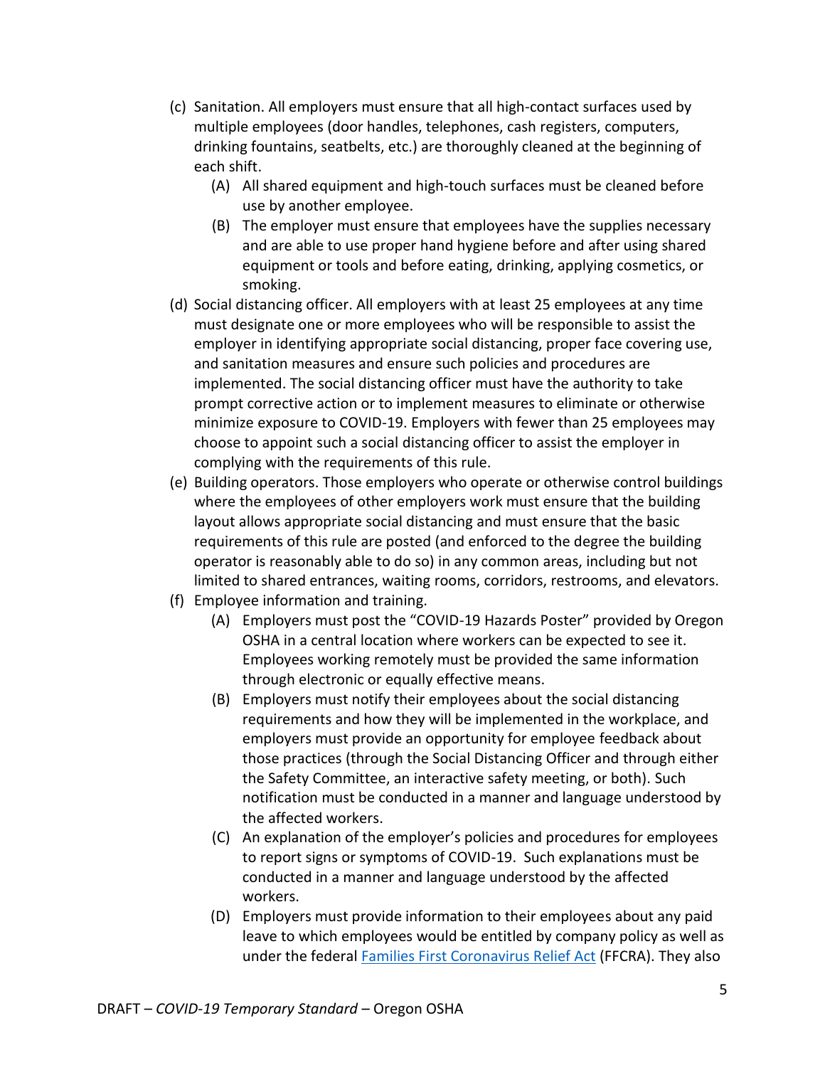(c) Sanitation. All employers must ensure that all high-contact surfaces used by multiple employees (door handles, telephones, cash registers, computers, drinking fountains, seatbelts, etc.) are thoroughly cleaned at the beginning of each shift.

  (A) All shared equipment and high-touch surfaces must be cleaned before use by another employee.

  (B) The employer must ensure that employees have the supplies necessary and are able to use proper hand hygiene before and after using shared equipment or tools and before eating, drinking, applying cosmetics, or smoking.

(d) Social distancing officer. All employers with at least 25 employees at any time must designate one or more employees who will be responsible to assist the employer in identifying appropriate social distancing, proper face covering use, and sanitation measures and ensure such policies and procedures are implemented. The social distancing officer must have the authority to take prompt corrective action or to implement measures to eliminate or otherwise minimize exposure to COVID-19. Employers with fewer than 25 employees may choose to appoint such a social distancing officer to assist the employer in complying with the requirements of this rule.

(e) Building operators. Those employers who operate or otherwise control buildings where the employees of other employers work must ensure that the building layout allows appropriate social distancing and must ensure that the basic requirements of this rule are posted (and enforced to the degree the building operator is reasonably able to do so) in any common areas, including but not limited to shared entrances, waiting rooms, corridors, restrooms, and elevators.

(f) Employee information and training.

  (A) Employers must post the "COVID-19 Hazards Poster" provided by Oregon OSHA in a central location where workers can be expected to see it. Employees working remotely must be provided the same information through electronic or equally effective means.

  (B) Employers must notify their employees about the social distancing requirements and how they will be implemented in the workplace, and employers must provide an opportunity for employee feedback about those practices (through the Social Distancing Officer and through either the Safety Committee, an interactive safety meeting, or both). Such notification must be conducted in a manner and language understood by the affected workers.

  (C) An explanation of the employer's policies and procedures for employees to report signs or symptoms of COVID-19. Such explanations must be conducted in a manner and language understood by the affected workers.

  (D) Employers must provide information to their employees about any paid leave to which employees would be entitled by company policy as well as under the federal [Families First Coronavirus Relief Act]() (FFCRA). They also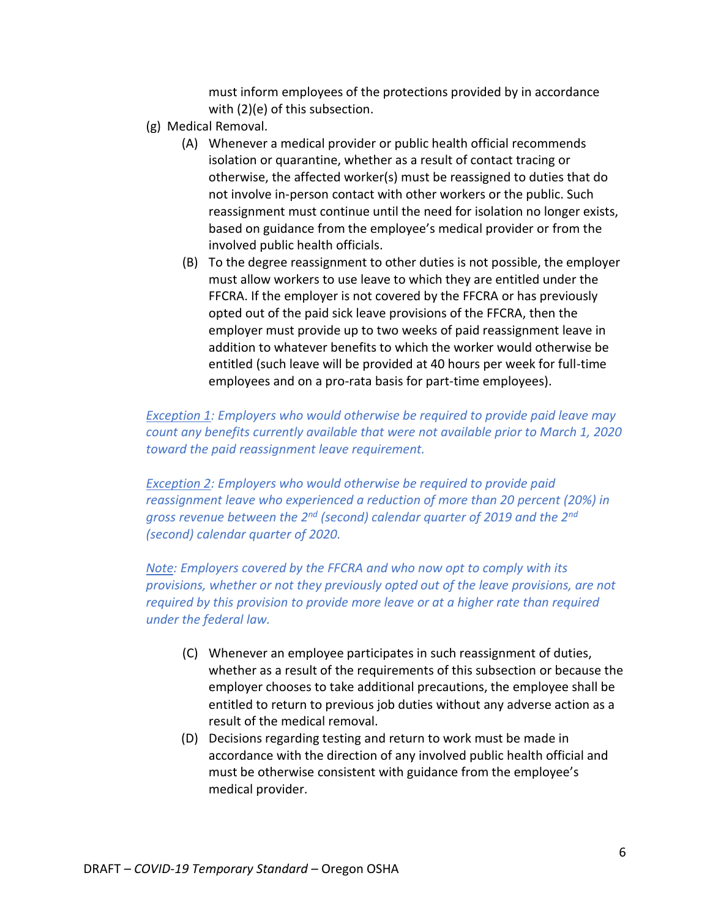must inform employees of the protections provided by in accordance with (2)(e) of this subsection.

(g) Medical Removal.

(A) Whenever a medical provider or public health official recommends isolation or quarantine, whether as a result of contact tracing or otherwise, the affected worker(s) must be reassigned to duties that do not involve in-person contact with other workers or the public. Such reassignment must continue until the need for isolation no longer exists, based on guidance from the employee's medical provider or from the involved public health officials.

(B) To the degree reassignment to other duties is not possible, the employer must allow workers to use leave to which they are entitled under the FFCRA. If the employer is not covered by the FFCRA or has previously opted out of the paid sick leave provisions of the FFCRA, then the employer must provide up to two weeks of paid reassignment leave in addition to whatever benefits to which the worker would otherwise be entitled (such leave will be provided at 40 hours per week for full-time employees and on a pro-rata basis for part-time employees).

*Exception 1: Employers who would otherwise be required to provide paid leave may count any benefits currently available that were not available prior to March 1, 2020 toward the paid reassignment leave requirement.*

*Exception 2: Employers who would otherwise be required to provide paid reassignment leave who experienced a reduction of more than 20 percent (20%) in gross revenue between the 2nd (second) calendar quarter of 2019 and the 2nd (second) calendar quarter of 2020.*

*Note: Employers covered by the FFCRA and who now opt to comply with its provisions, whether or not they previously opted out of the leave provisions, are not required by this provision to provide more leave or at a higher rate than required under the federal law.*

(C) Whenever an employee participates in such reassignment of duties, whether as a result of the requirements of this subsection or because the employer chooses to take additional precautions, the employee shall be entitled to return to previous job duties without any adverse action as a result of the medical removal.

(D) Decisions regarding testing and return to work must be made in accordance with the direction of any involved public health official and must be otherwise consistent with guidance from the employee's medical provider.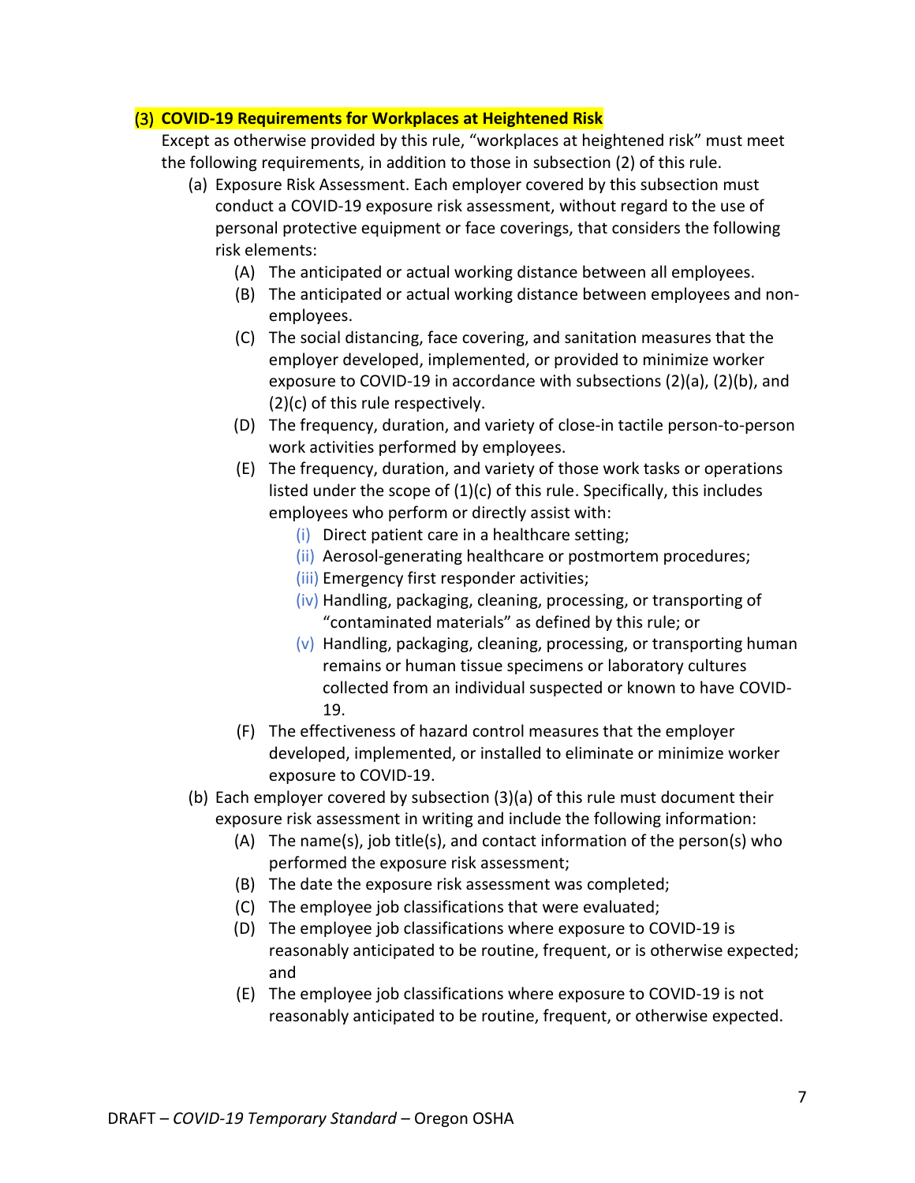### (3) COVID-19 Requirements for Workplaces at Heightened Risk

Except as otherwise provided by this rule, "workplaces at heightened risk" must meet the following requirements, in addition to those in subsection (2) of this rule.

(a) Exposure Risk Assessment. Each employer covered by this subsection must conduct a COVID-19 exposure risk assessment, without regard to the use of personal protective equipment or face coverings, that considers the following risk elements:

- (A) The anticipated or actual working distance between all employees.
- (B) The anticipated or actual working distance between employees and non-employees.
- (C) The social distancing, face covering, and sanitation measures that the employer developed, implemented, or provided to minimize worker exposure to COVID-19 in accordance with subsections (2)(a), (2)(b), and (2)(c) of this rule respectively.
- (D) The frequency, duration, and variety of close-in tactile person-to-person work activities performed by employees.
- (E) The frequency, duration, and variety of those work tasks or operations listed under the scope of (1)(c) of this rule. Specifically, this includes employees who perform or directly assist with:
  - (i) Direct patient care in a healthcare setting;
  - (ii) Aerosol-generating healthcare or postmortem procedures;
  - (iii) Emergency first responder activities;
  - (iv) Handling, packaging, cleaning, processing, or transporting of "contaminated materials" as defined by this rule; or
  - (v) Handling, packaging, cleaning, processing, or transporting human remains or human tissue specimens or laboratory cultures collected from an individual suspected or known to have COVID-19.
- (F) The effectiveness of hazard control measures that the employer developed, implemented, or installed to eliminate or minimize worker exposure to COVID-19.

(b) Each employer covered by subsection (3)(a) of this rule must document their exposure risk assessment in writing and include the following information:

- (A) The name(s), job title(s), and contact information of the person(s) who performed the exposure risk assessment;
- (B) The date the exposure risk assessment was completed;
- (C) The employee job classifications that were evaluated;
- (D) The employee job classifications where exposure to COVID-19 is reasonably anticipated to be routine, frequent, or is otherwise expected; and
- (E) The employee job classifications where exposure to COVID-19 is not reasonably anticipated to be routine, frequent, or otherwise expected.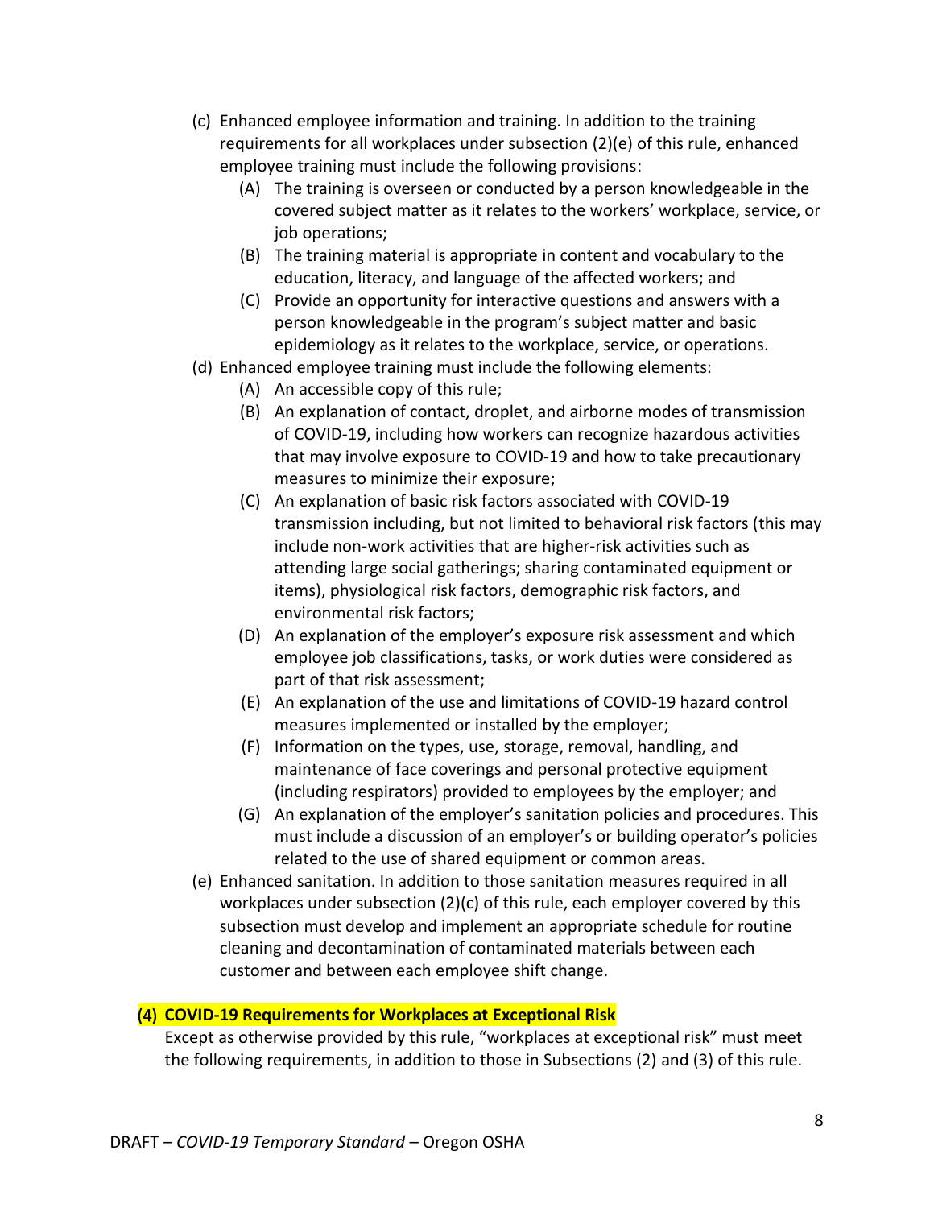(c) Enhanced employee information and training. In addition to the training requirements for all workplaces under subsection (2)(e) of this rule, enhanced employee training must include the following provisions:

- (A) The training is overseen or conducted by a person knowledgeable in the covered subject matter as it relates to the workers' workplace, service, or job operations;
- (B) The training material is appropriate in content and vocabulary to the education, literacy, and language of the affected workers; and
- (C) Provide an opportunity for interactive questions and answers with a person knowledgeable in the program's subject matter and basic epidemiology as it relates to the workplace, service, or operations.

(d) Enhanced employee training must include the following elements:

- (A) An accessible copy of this rule;
- (B) An explanation of contact, droplet, and airborne modes of transmission of COVID-19, including how workers can recognize hazardous activities that may involve exposure to COVID-19 and how to take precautionary measures to minimize their exposure;
- (C) An explanation of basic risk factors associated with COVID-19 transmission including, but not limited to behavioral risk factors (this may include non-work activities that are higher-risk activities such as attending large social gatherings; sharing contaminated equipment or items), physiological risk factors, demographic risk factors, and environmental risk factors;
- (D) An explanation of the employer's exposure risk assessment and which employee job classifications, tasks, or work duties were considered as part of that risk assessment;
- (E) An explanation of the use and limitations of COVID-19 hazard control measures implemented or installed by the employer;
- (F) Information on the types, use, storage, removal, handling, and maintenance of face coverings and personal protective equipment (including respirators) provided to employees by the employer; and
- (G) An explanation of the employer's sanitation policies and procedures. This must include a discussion of an employer's or building operator's policies related to the use of shared equipment or common areas.

(e) Enhanced sanitation. In addition to those sanitation measures required in all workplaces under subsection (2)(c) of this rule, each employer covered by this subsection must develop and implement an appropriate schedule for routine cleaning and decontamination of contaminated materials between each customer and between each employee shift change.

## (4) COVID-19 Requirements for Workplaces at Exceptional Risk

Except as otherwise provided by this rule, "workplaces at exceptional risk" must meet the following requirements, in addition to those in Subsections (2) and (3) of this rule.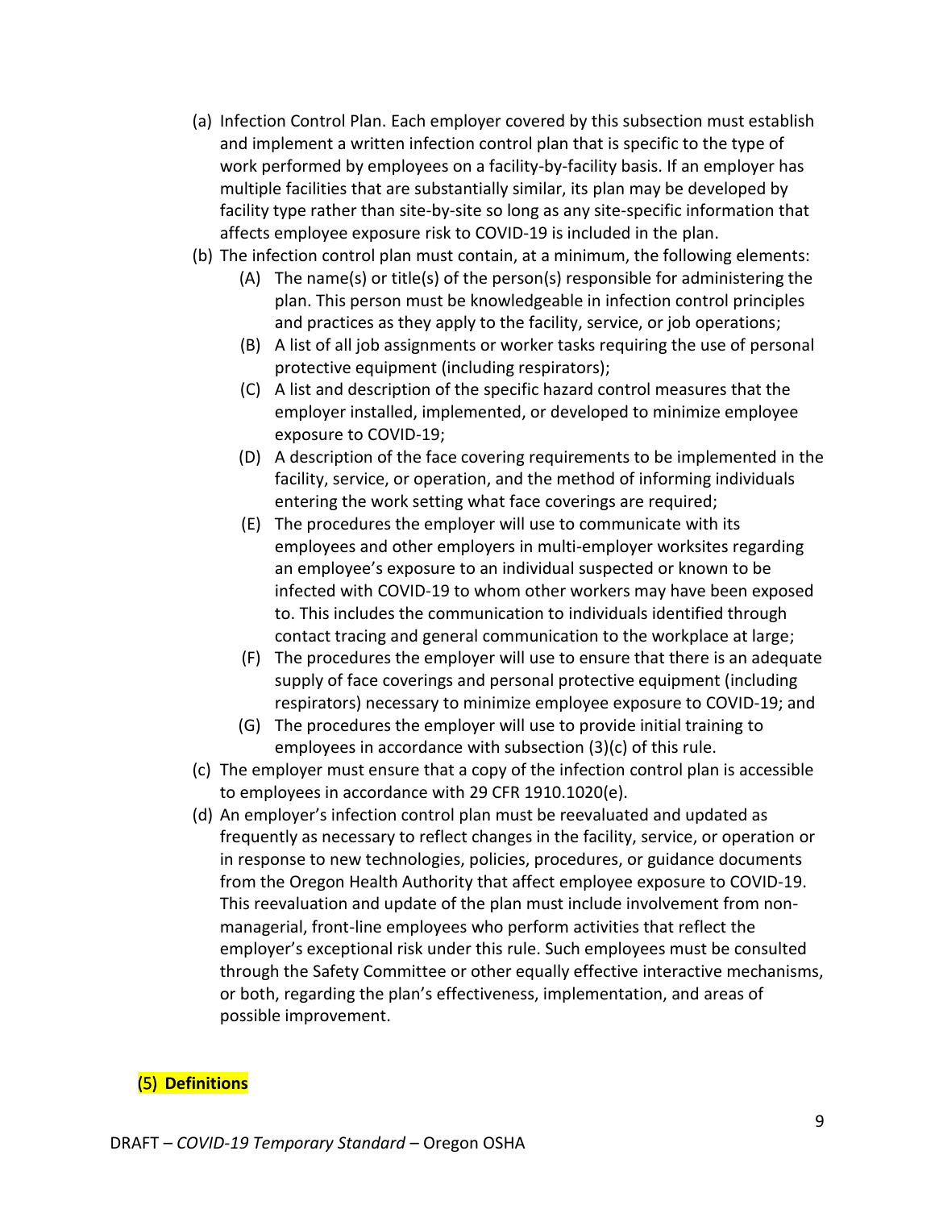(a) Infection Control Plan. Each employer covered by this subsection must establish and implement a written infection control plan that is specific to the type of work performed by employees on a facility-by-facility basis. If an employer has multiple facilities that are substantially similar, its plan may be developed by facility type rather than site-by-site so long as any site-specific information that affects employee exposure risk to COVID-19 is included in the plan.

(b) The infection control plan must contain, at a minimum, the following elements:

  (A) The name(s) or title(s) of the person(s) responsible for administering the plan. This person must be knowledgeable in infection control principles and practices as they apply to the facility, service, or job operations;

  (B) A list of all job assignments or worker tasks requiring the use of personal protective equipment (including respirators);

  (C) A list and description of the specific hazard control measures that the employer installed, implemented, or developed to minimize employee exposure to COVID-19;

  (D) A description of the face covering requirements to be implemented in the facility, service, or operation, and the method of informing individuals entering the work setting what face coverings are required;

  (E) The procedures the employer will use to communicate with its employees and other employers in multi-employer worksites regarding an employee's exposure to an individual suspected or known to be infected with COVID-19 to whom other workers may have been exposed to. This includes the communication to individuals identified through contact tracing and general communication to the workplace at large;

  (F) The procedures the employer will use to ensure that there is an adequate supply of face coverings and personal protective equipment (including respirators) necessary to minimize employee exposure to COVID-19; and

  (G) The procedures the employer will use to provide initial training to employees in accordance with subsection (3)(c) of this rule.

(c) The employer must ensure that a copy of the infection control plan is accessible to employees in accordance with 29 CFR 1910.1020(e).

(d) An employer's infection control plan must be reevaluated and updated as frequently as necessary to reflect changes in the facility, service, or operation or in response to new technologies, policies, procedures, or guidance documents from the Oregon Health Authority that affect employee exposure to COVID-19. This reevaluation and update of the plan must include involvement from non-managerial, front-line employees who perform activities that reflect the employer's exceptional risk under this rule. Such employees must be consulted through the Safety Committee or other equally effective interactive mechanisms, or both, regarding the plan's effectiveness, implementation, and areas of possible improvement.

## (5) **Definitions**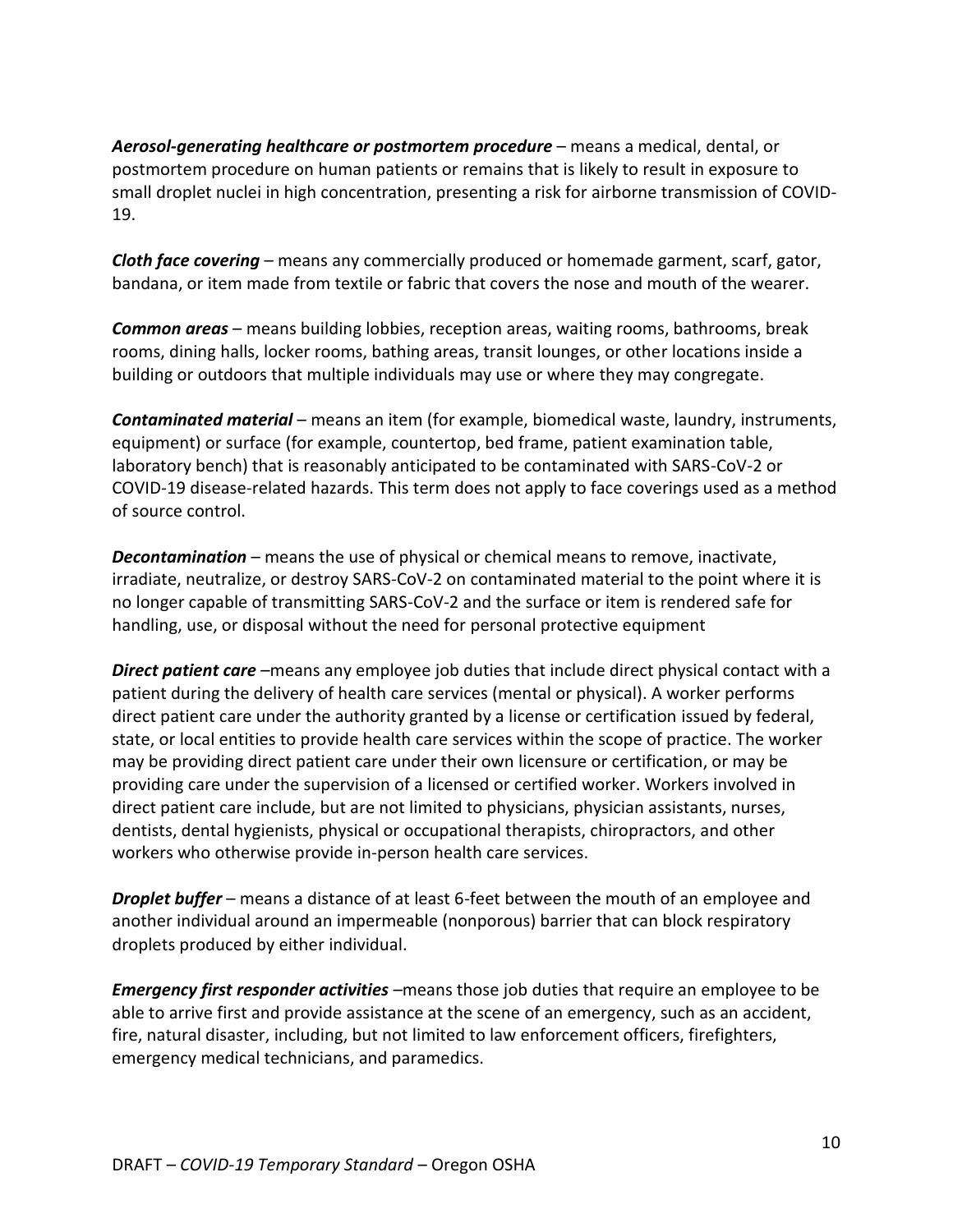***Aerosol-generating healthcare or postmortem procedure*** – means a medical, dental, or postmortem procedure on human patients or remains that is likely to result in exposure to small droplet nuclei in high concentration, presenting a risk for airborne transmission of COVID-19.

***Cloth face covering*** – means any commercially produced or homemade garment, scarf, gator, bandana, or item made from textile or fabric that covers the nose and mouth of the wearer.

***Common areas*** – means building lobbies, reception areas, waiting rooms, bathrooms, break rooms, dining halls, locker rooms, bathing areas, transit lounges, or other locations inside a building or outdoors that multiple individuals may use or where they may congregate.

***Contaminated material*** – means an item (for example, biomedical waste, laundry, instruments, equipment) or surface (for example, countertop, bed frame, patient examination table, laboratory bench) that is reasonably anticipated to be contaminated with SARS-CoV-2 or COVID-19 disease-related hazards. This term does not apply to face coverings used as a method of source control.

***Decontamination*** – means the use of physical or chemical means to remove, inactivate, irradiate, neutralize, or destroy SARS-CoV-2 on contaminated material to the point where it is no longer capable of transmitting SARS-CoV-2 and the surface or item is rendered safe for handling, use, or disposal without the need for personal protective equipment

***Direct patient care*** –means any employee job duties that include direct physical contact with a patient during the delivery of health care services (mental or physical). A worker performs direct patient care under the authority granted by a license or certification issued by federal, state, or local entities to provide health care services within the scope of practice. The worker may be providing direct patient care under their own licensure or certification, or may be providing care under the supervision of a licensed or certified worker. Workers involved in direct patient care include, but are not limited to physicians, physician assistants, nurses, dentists, dental hygienists, physical or occupational therapists, chiropractors, and other workers who otherwise provide in-person health care services.

***Droplet buffer*** – means a distance of at least 6-feet between the mouth of an employee and another individual around an impermeable (nonporous) barrier that can block respiratory droplets produced by either individual.

***Emergency first responder activities*** –means those job duties that require an employee to be able to arrive first and provide assistance at the scene of an emergency, such as an accident, fire, natural disaster, including, but not limited to law enforcement officers, firefighters, emergency medical technicians, and paramedics.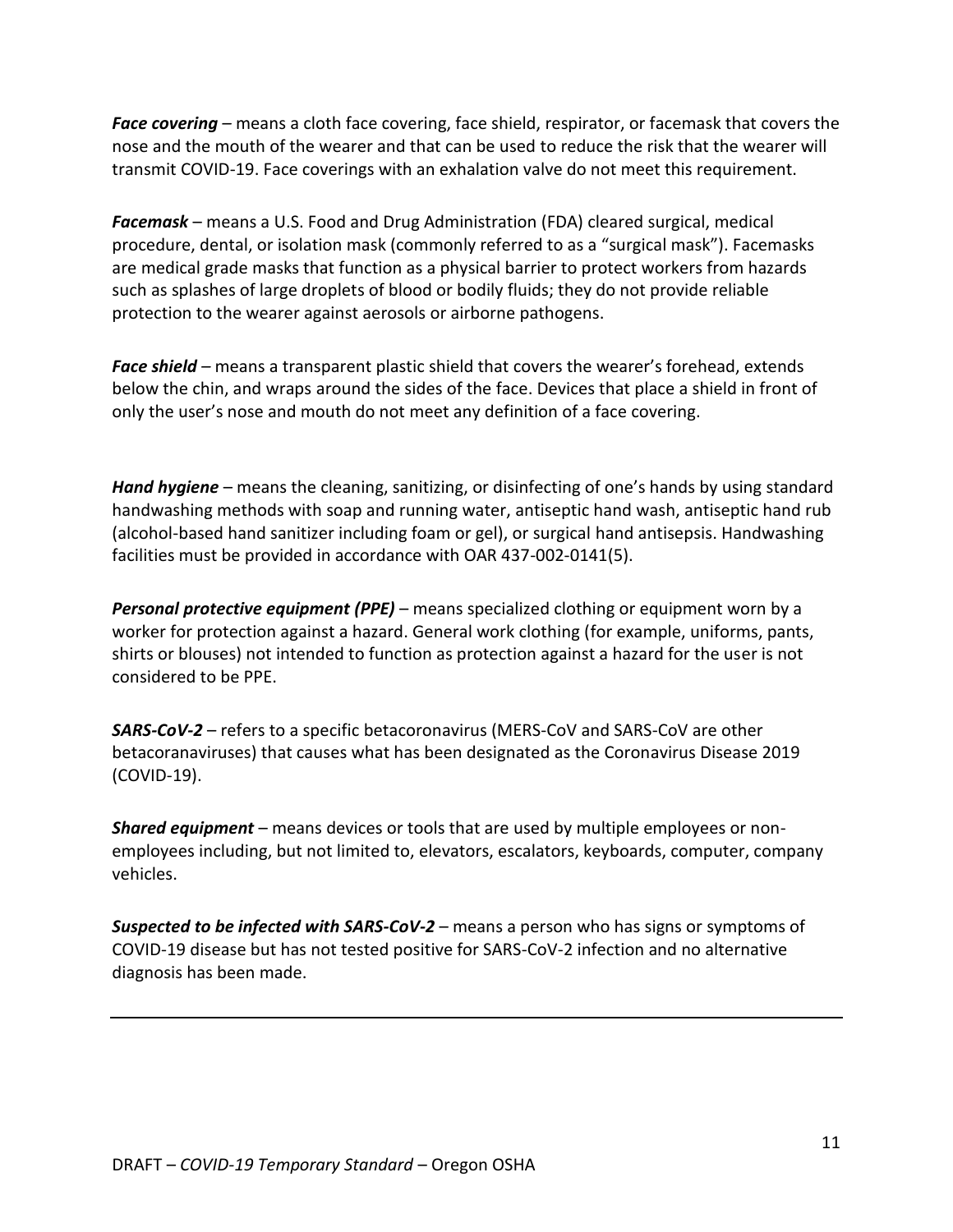***Face covering*** – means a cloth face covering, face shield, respirator, or facemask that covers the nose and the mouth of the wearer and that can be used to reduce the risk that the wearer will transmit COVID-19. Face coverings with an exhalation valve do not meet this requirement.

***Facemask*** – means a U.S. Food and Drug Administration (FDA) cleared surgical, medical procedure, dental, or isolation mask (commonly referred to as a "surgical mask"). Facemasks are medical grade masks that function as a physical barrier to protect workers from hazards such as splashes of large droplets of blood or bodily fluids; they do not provide reliable protection to the wearer against aerosols or airborne pathogens.

***Face shield*** – means a transparent plastic shield that covers the wearer's forehead, extends below the chin, and wraps around the sides of the face. Devices that place a shield in front of only the user's nose and mouth do not meet any definition of a face covering.

***Hand hygiene*** – means the cleaning, sanitizing, or disinfecting of one's hands by using standard handwashing methods with soap and running water, antiseptic hand wash, antiseptic hand rub (alcohol-based hand sanitizer including foam or gel), or surgical hand antisepsis. Handwashing facilities must be provided in accordance with OAR 437-002-0141(5).

***Personal protective equipment (PPE)*** – means specialized clothing or equipment worn by a worker for protection against a hazard. General work clothing (for example, uniforms, pants, shirts or blouses) not intended to function as protection against a hazard for the user is not considered to be PPE.

***SARS-CoV-2*** – refers to a specific betacoronavirus (MERS-CoV and SARS-CoV are other betacoranaviruses) that causes what has been designated as the Coronavirus Disease 2019 (COVID-19).

***Shared equipment*** – means devices or tools that are used by multiple employees or non-employees including, but not limited to, elevators, escalators, keyboards, computer, company vehicles.

***Suspected to be infected with SARS-CoV-2*** – means a person who has signs or symptoms of COVID-19 disease but has not tested positive for SARS-CoV-2 infection and no alternative diagnosis has been made.

---